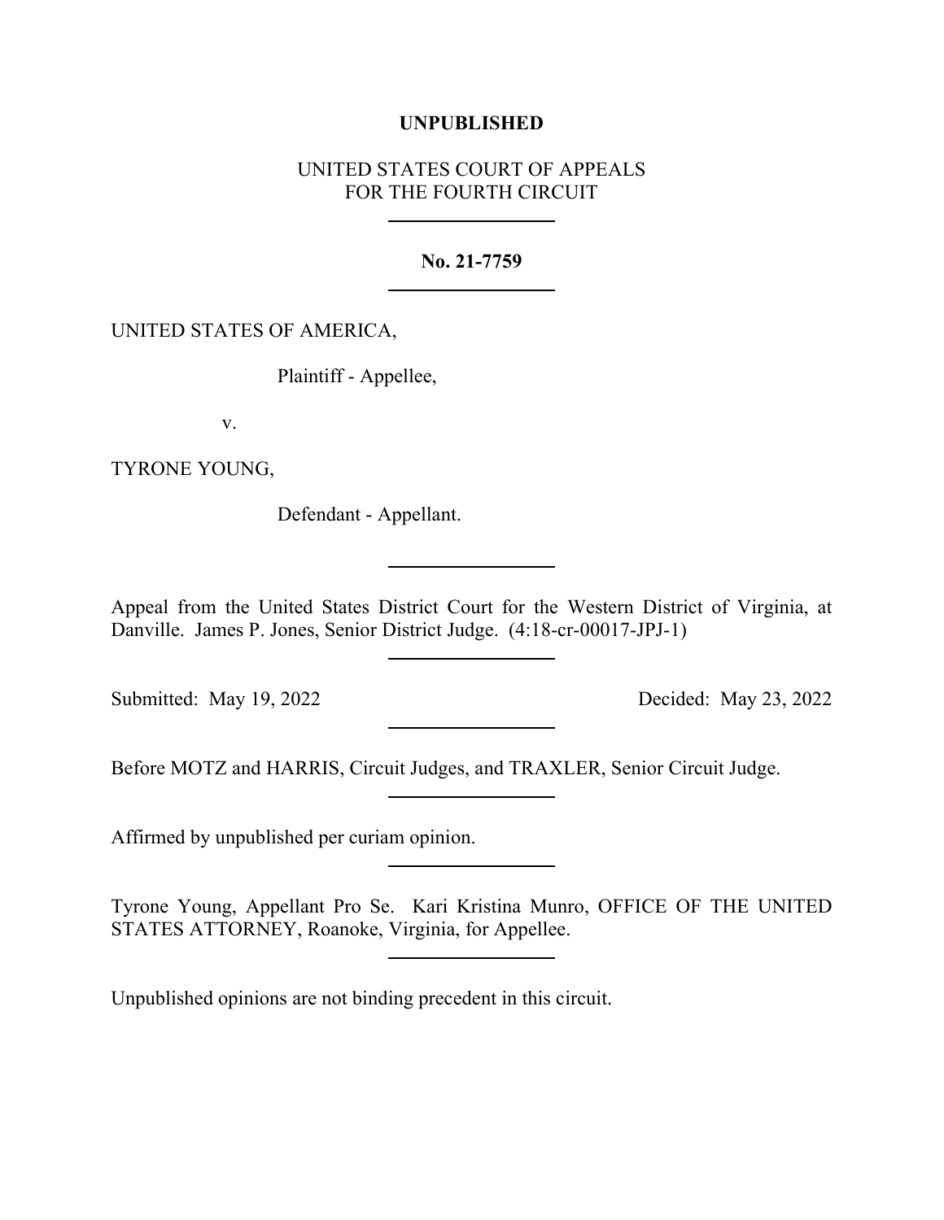**UNPUBLISHED**

UNITED STATES COURT OF APPEALS
FOR THE FOURTH CIRCUIT

---

**No. 21-7759**

---

UNITED STATES OF AMERICA,

Plaintiff - Appellee,

v.

TYRONE YOUNG,

Defendant - Appellant.

---

Appeal from the United States District Court for the Western District of Virginia, at Danville. James P. Jones, Senior District Judge. (4:18-cr-00017-JPJ-1)

---

Submitted: May 19, 2022 Decided: May 23, 2022

---

Before MOTZ and HARRIS, Circuit Judges, and TRAXLER, Senior Circuit Judge.

---

Affirmed by unpublished per curiam opinion.

---

Tyrone Young, Appellant Pro Se. Kari Kristina Munro, OFFICE OF THE UNITED STATES ATTORNEY, Roanoke, Virginia, for Appellee.

---

Unpublished opinions are not binding precedent in this circuit.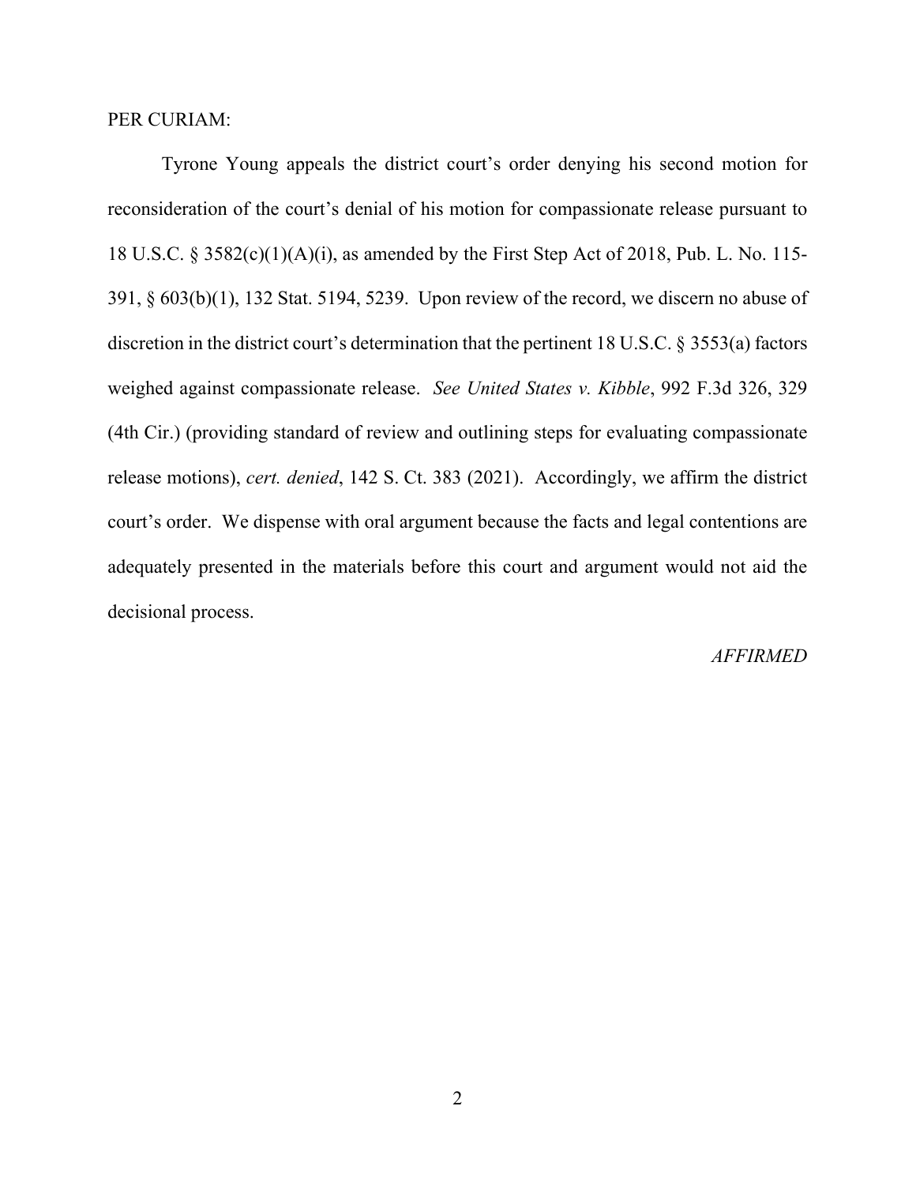PER CURIAM:

Tyrone Young appeals the district court's order denying his second motion for reconsideration of the court's denial of his motion for compassionate release pursuant to 18 U.S.C. § 3582(c)(1)(A)(i), as amended by the First Step Act of 2018, Pub. L. No. 115-391, § 603(b)(1), 132 Stat. 5194, 5239. Upon review of the record, we discern no abuse of discretion in the district court's determination that the pertinent 18 U.S.C. § 3553(a) factors weighed against compassionate release. *See United States v. Kibble*, 992 F.3d 326, 329 (4th Cir.) (providing standard of review and outlining steps for evaluating compassionate release motions), *cert. denied*, 142 S. Ct. 383 (2021). Accordingly, we affirm the district court's order. We dispense with oral argument because the facts and legal contentions are adequately presented in the materials before this court and argument would not aid the decisional process.

*AFFIRMED*